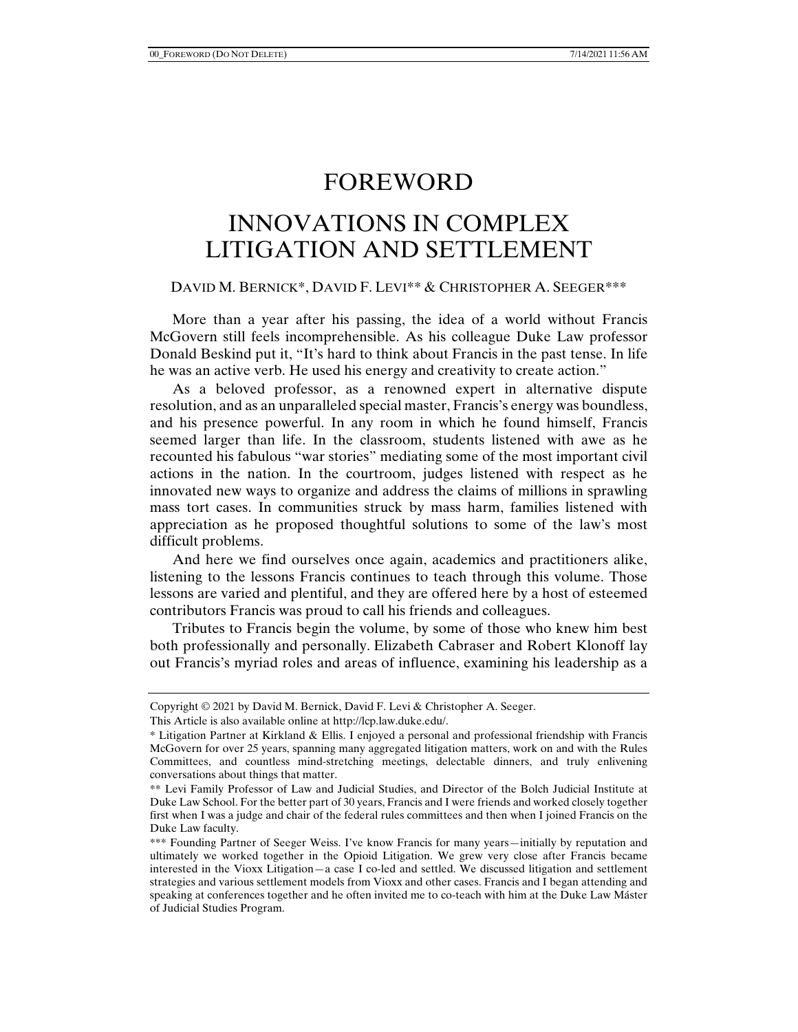# FOREWORD

# INNOVATIONS IN COMPLEX LITIGATION AND SETTLEMENT

DAVID M. BERNICK*, DAVID F. LEVI** & CHRISTOPHER A. SEEGER***

More than a year after his passing, the idea of a world without Francis McGovern still feels incomprehensible. As his colleague Duke Law professor Donald Beskind put it, "It's hard to think about Francis in the past tense. In life he was an active verb. He used his energy and creativity to create action."

As a beloved professor, as a renowned expert in alternative dispute resolution, and as an unparalleled special master, Francis's energy was boundless, and his presence powerful. In any room in which he found himself, Francis seemed larger than life. In the classroom, students listened with awe as he recounted his fabulous "war stories" mediating some of the most important civil actions in the nation. In the courtroom, judges listened with respect as he innovated new ways to organize and address the claims of millions in sprawling mass tort cases. In communities struck by mass harm, families listened with appreciation as he proposed thoughtful solutions to some of the law's most difficult problems.

And here we find ourselves once again, academics and practitioners alike, listening to the lessons Francis continues to teach through this volume. Those lessons are varied and plentiful, and they are offered here by a host of esteemed contributors Francis was proud to call his friends and colleagues.

Tributes to Francis begin the volume, by some of those who knew him best both professionally and personally. Elizabeth Cabraser and Robert Klonoff lay out Francis's myriad roles and areas of influence, examining his leadership as a

---

Copyright © 2021 by David M. Bernick, David F. Levi & Christopher A. Seeger.

This Article is also available online at http://lcp.law.duke.edu/.

\* Litigation Partner at Kirkland & Ellis. I enjoyed a personal and professional friendship with Francis McGovern for over 25 years, spanning many aggregated litigation matters, work on and with the Rules Committees, and countless mind-stretching meetings, delectable dinners, and truly enlivening conversations about things that matter.

\** Levi Family Professor of Law and Judicial Studies, and Director of the Bolch Judicial Institute at Duke Law School. For the better part of 30 years, Francis and I were friends and worked closely together first when I was a judge and chair of the federal rules committees and then when I joined Francis on the Duke Law faculty.

\*** Founding Partner of Seeger Weiss. I've know Francis for many years—initially by reputation and ultimately we worked together in the Opioid Litigation. We grew very close after Francis became interested in the Vioxx Litigation—a case I co-led and settled. We discussed litigation and settlement strategies and various settlement models from Vioxx and other cases. Francis and I began attending and speaking at conferences together and he often invited me to co-teach with him at the Duke Law Máster of Judicial Studies Program.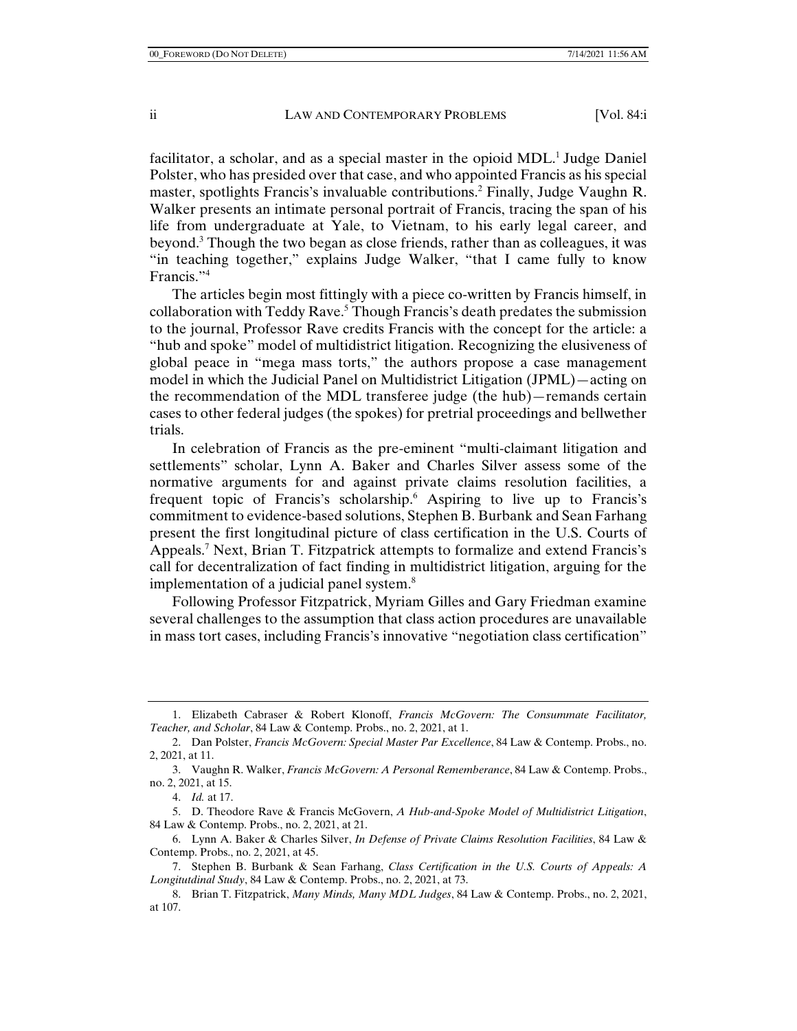facilitator, a scholar, and as a special master in the opioid MDL.[1] Judge Daniel Polster, who has presided over that case, and who appointed Francis as his special master, spotlights Francis's invaluable contributions.[2] Finally, Judge Vaughn R. Walker presents an intimate personal portrait of Francis, tracing the span of his life from undergraduate at Yale, to Vietnam, to his early legal career, and beyond.[3] Though the two began as close friends, rather than as colleagues, it was "in teaching together," explains Judge Walker, "that I came fully to know Francis."[4]

The articles begin most fittingly with a piece co-written by Francis himself, in collaboration with Teddy Rave.[5] Though Francis's death predates the submission to the journal, Professor Rave credits Francis with the concept for the article: a "hub and spoke" model of multidistrict litigation. Recognizing the elusiveness of global peace in "mega mass torts," the authors propose a case management model in which the Judicial Panel on Multidistrict Litigation (JPML)—acting on the recommendation of the MDL transferee judge (the hub)—remands certain cases to other federal judges (the spokes) for pretrial proceedings and bellwether trials.

In celebration of Francis as the pre-eminent "multi-claimant litigation and settlements" scholar, Lynn A. Baker and Charles Silver assess some of the normative arguments for and against private claims resolution facilities, a frequent topic of Francis's scholarship.[6] Aspiring to live up to Francis's commitment to evidence-based solutions, Stephen B. Burbank and Sean Farhang present the first longitudinal picture of class certification in the U.S. Courts of Appeals.[7] Next, Brian T. Fitzpatrick attempts to formalize and extend Francis's call for decentralization of fact finding in multidistrict litigation, arguing for the implementation of a judicial panel system.[8]

Following Professor Fitzpatrick, Myriam Gilles and Gary Friedman examine several challenges to the assumption that class action procedures are unavailable in mass tort cases, including Francis's innovative "negotiation class certification"

---

1. Elizabeth Cabraser & Robert Klonoff, *Francis McGovern: The Consummate Facilitator, Teacher, and Scholar*, 84 Law & Contemp. Probs., no. 2, 2021, at 1.

2. Dan Polster, *Francis McGovern: Special Master Par Excellence*, 84 Law & Contemp. Probs., no. 2, 2021, at 11.

3. Vaughn R. Walker, *Francis McGovern: A Personal Rememberance*, 84 Law & Contemp. Probs., no. 2, 2021, at 15.

4. *Id.* at 17.

5. D. Theodore Rave & Francis McGovern, *A Hub-and-Spoke Model of Multidistrict Litigation*, 84 Law & Contemp. Probs., no. 2, 2021, at 21.

6. Lynn A. Baker & Charles Silver, *In Defense of Private Claims Resolution Facilities*, 84 Law & Contemp. Probs., no. 2, 2021, at 45.

7. Stephen B. Burbank & Sean Farhang, *Class Certification in the U.S. Courts of Appeals: A Longitutdinal Study*, 84 Law & Contemp. Probs., no. 2, 2021, at 73.

8. Brian T. Fitzpatrick, *Many Minds, Many MDL Judges*, 84 Law & Contemp. Probs., no. 2, 2021, at 107.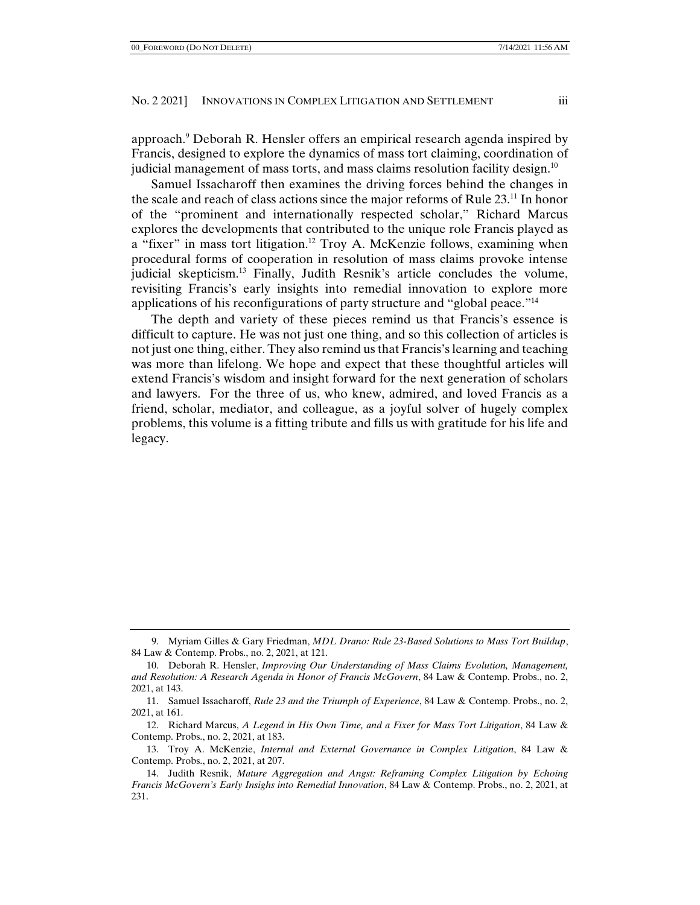approach.[9] Deborah R. Hensler offers an empirical research agenda inspired by Francis, designed to explore the dynamics of mass tort claiming, coordination of judicial management of mass torts, and mass claims resolution facility design.[10]

Samuel Issacharoff then examines the driving forces behind the changes in the scale and reach of class actions since the major reforms of Rule 23.[11] In honor of the "prominent and internationally respected scholar," Richard Marcus explores the developments that contributed to the unique role Francis played as a "fixer" in mass tort litigation.[12] Troy A. McKenzie follows, examining when procedural forms of cooperation in resolution of mass claims provoke intense judicial skepticism.[13] Finally, Judith Resnik's article concludes the volume, revisiting Francis's early insights into remedial innovation to explore more applications of his reconfigurations of party structure and "global peace."[14]

The depth and variety of these pieces remind us that Francis's essence is difficult to capture. He was not just one thing, and so this collection of articles is not just one thing, either. They also remind us that Francis's learning and teaching was more than lifelong. We hope and expect that these thoughtful articles will extend Francis's wisdom and insight forward for the next generation of scholars and lawyers. For the three of us, who knew, admired, and loved Francis as a friend, scholar, mediator, and colleague, as a joyful solver of hugely complex problems, this volume is a fitting tribute and fills us with gratitude for his life and legacy.

---

9. Myriam Gilles & Gary Friedman, *MDL Drano: Rule 23-Based Solutions to Mass Tort Buildup*, 84 Law & Contemp. Probs., no. 2, 2021, at 121.

10. Deborah R. Hensler, *Improving Our Understanding of Mass Claims Evolution, Management, and Resolution: A Research Agenda in Honor of Francis McGovern*, 84 Law & Contemp. Probs., no. 2, 2021, at 143.

11. Samuel Issacharoff, *Rule 23 and the Triumph of Experience*, 84 Law & Contemp. Probs., no. 2, 2021, at 161.

12. Richard Marcus, *A Legend in His Own Time, and a Fixer for Mass Tort Litigation*, 84 Law & Contemp. Probs., no. 2, 2021, at 183.

13. Troy A. McKenzie, *Internal and External Governance in Complex Litigation*, 84 Law & Contemp. Probs., no. 2, 2021, at 207.

14. Judith Resnik, *Mature Aggregation and Angst: Reframing Complex Litigation by Echoing Francis McGovern's Early Insighs into Remedial Innovation*, 84 Law & Contemp. Probs., no. 2, 2021, at 231.